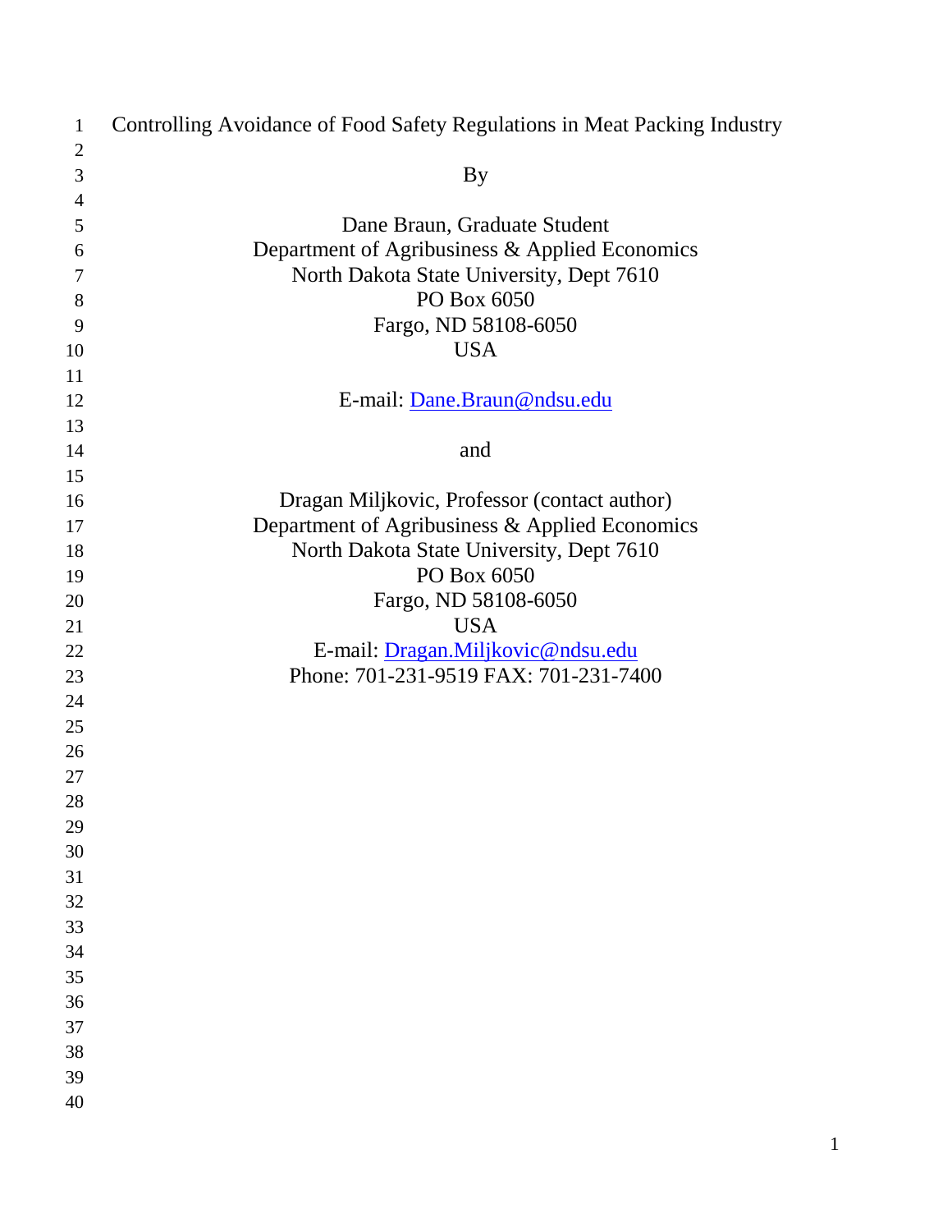# Controlling Avoidance of Food Safety Regulations in Meat Packing Industry

By

Dane Braun, Graduate Student
Department of Agribusiness & Applied Economics
North Dakota State University, Dept 7610
PO Box 6050
Fargo, ND 58108-6050
USA

E-mail: Dane.Braun@ndsu.edu

and

Dragan Miljkovic, Professor (contact author)
Department of Agribusiness & Applied Economics
North Dakota State University, Dept 7610
PO Box 6050
Fargo, ND 58108-6050
USA
E-mail: Dragan.Miljkovic@ndsu.edu
Phone: 701-231-9519 FAX: 701-231-7400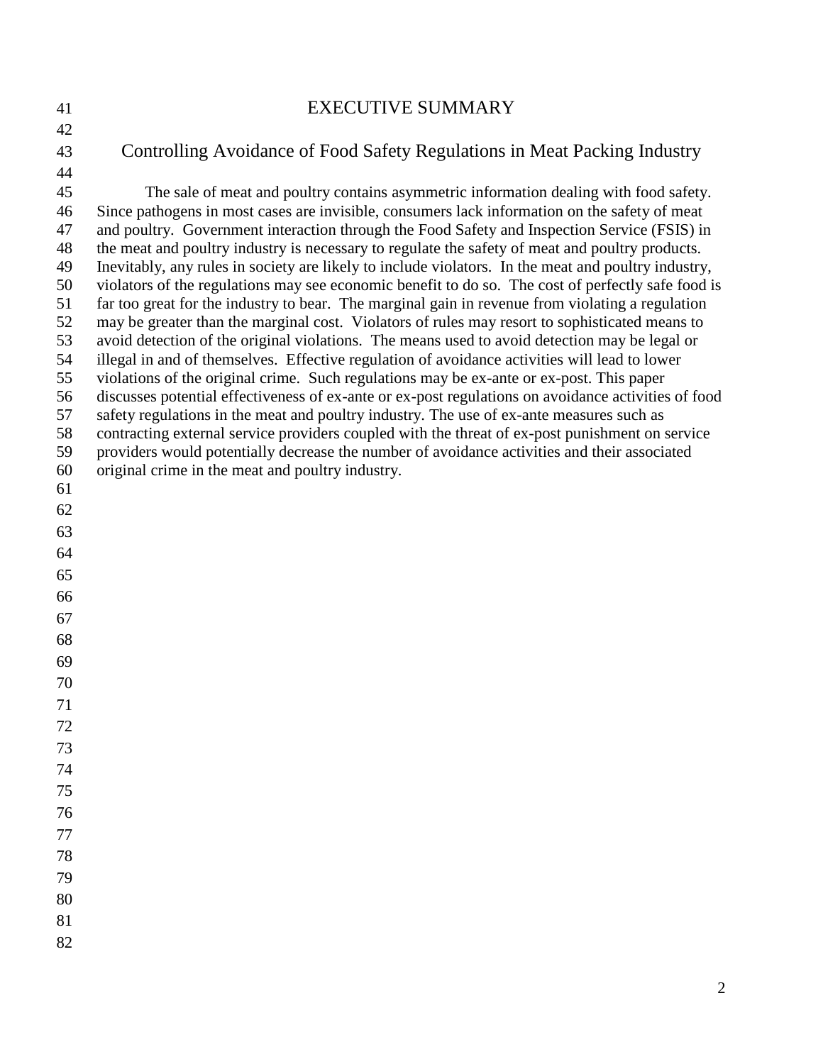# EXECUTIVE SUMMARY

## Controlling Avoidance of Food Safety Regulations in Meat Packing Industry

The sale of meat and poultry contains asymmetric information dealing with food safety. Since pathogens in most cases are invisible, consumers lack information on the safety of meat and poultry. Government interaction through the Food Safety and Inspection Service (FSIS) in the meat and poultry industry is necessary to regulate the safety of meat and poultry products. Inevitably, any rules in society are likely to include violators. In the meat and poultry industry, violators of the regulations may see economic benefit to do so. The cost of perfectly safe food is far too great for the industry to bear. The marginal gain in revenue from violating a regulation may be greater than the marginal cost. Violators of rules may resort to sophisticated means to avoid detection of the original violations. The means used to avoid detection may be legal or illegal in and of themselves. Effective regulation of avoidance activities will lead to lower violations of the original crime. Such regulations may be ex-ante or ex-post. This paper discusses potential effectiveness of ex-ante or ex-post regulations on avoidance activities of food safety regulations in the meat and poultry industry. The use of ex-ante measures such as contracting external service providers coupled with the threat of ex-post punishment on service providers would potentially decrease the number of avoidance activities and their associated original crime in the meat and poultry industry.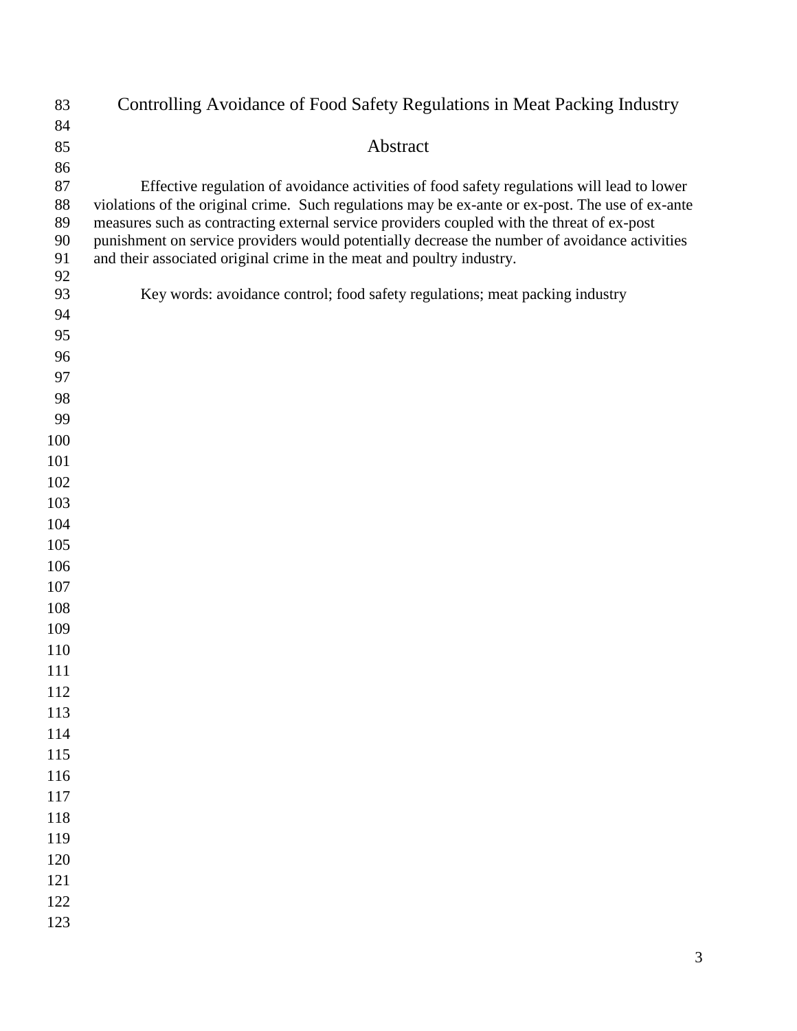# Controlling Avoidance of Food Safety Regulations in Meat Packing Industry

## Abstract

Effective regulation of avoidance activities of food safety regulations will lead to lower violations of the original crime. Such regulations may be ex-ante or ex-post. The use of ex-ante measures such as contracting external service providers coupled with the threat of ex-post punishment on service providers would potentially decrease the number of avoidance activities and their associated original crime in the meat and poultry industry.

Key words: avoidance control; food safety regulations; meat packing industry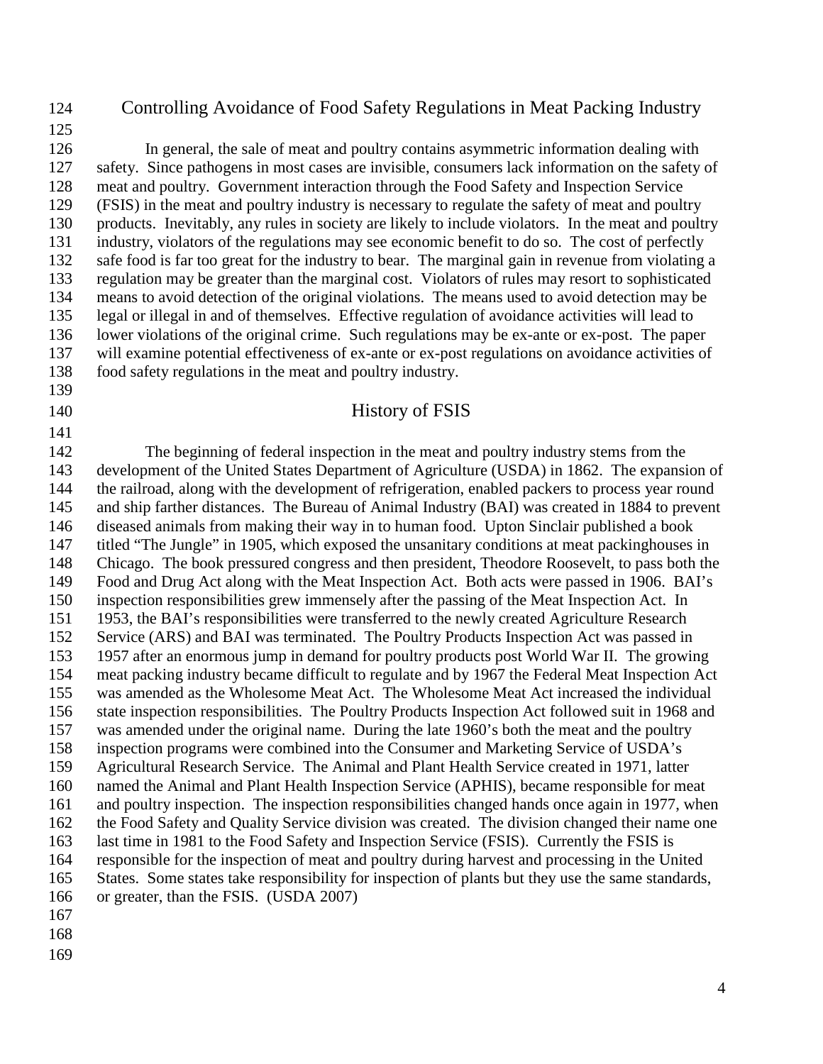## Controlling Avoidance of Food Safety Regulations in Meat Packing Industry

In general, the sale of meat and poultry contains asymmetric information dealing with safety. Since pathogens in most cases are invisible, consumers lack information on the safety of meat and poultry. Government interaction through the Food Safety and Inspection Service (FSIS) in the meat and poultry industry is necessary to regulate the safety of meat and poultry products. Inevitably, any rules in society are likely to include violators. In the meat and poultry industry, violators of the regulations may see economic benefit to do so. The cost of perfectly safe food is far too great for the industry to bear. The marginal gain in revenue from violating a regulation may be greater than the marginal cost. Violators of rules may resort to sophisticated means to avoid detection of the original violations. The means used to avoid detection may be legal or illegal in and of themselves. Effective regulation of avoidance activities will lead to lower violations of the original crime. Such regulations may be ex-ante or ex-post. The paper will examine potential effectiveness of ex-ante or ex-post regulations on avoidance activities of food safety regulations in the meat and poultry industry.

## History of FSIS

The beginning of federal inspection in the meat and poultry industry stems from the development of the United States Department of Agriculture (USDA) in 1862. The expansion of the railroad, along with the development of refrigeration, enabled packers to process year round and ship farther distances. The Bureau of Animal Industry (BAI) was created in 1884 to prevent diseased animals from making their way in to human food. Upton Sinclair published a book titled "The Jungle" in 1905, which exposed the unsanitary conditions at meat packinghouses in Chicago. The book pressured congress and then president, Theodore Roosevelt, to pass both the Food and Drug Act along with the Meat Inspection Act. Both acts were passed in 1906. BAI's inspection responsibilities grew immensely after the passing of the Meat Inspection Act. In 1953, the BAI's responsibilities were transferred to the newly created Agriculture Research Service (ARS) and BAI was terminated. The Poultry Products Inspection Act was passed in 1957 after an enormous jump in demand for poultry products post World War II. The growing meat packing industry became difficult to regulate and by 1967 the Federal Meat Inspection Act was amended as the Wholesome Meat Act. The Wholesome Meat Act increased the individual state inspection responsibilities. The Poultry Products Inspection Act followed suit in 1968 and was amended under the original name. During the late 1960's both the meat and the poultry inspection programs were combined into the Consumer and Marketing Service of USDA's Agricultural Research Service. The Animal and Plant Health Service created in 1971, latter named the Animal and Plant Health Inspection Service (APHIS), became responsible for meat and poultry inspection. The inspection responsibilities changed hands once again in 1977, when the Food Safety and Quality Service division was created. The division changed their name one last time in 1981 to the Food Safety and Inspection Service (FSIS). Currently the FSIS is responsible for the inspection of meat and poultry during harvest and processing in the United States. Some states take responsibility for inspection of plants but they use the same standards, or greater, than the FSIS. (USDA 2007)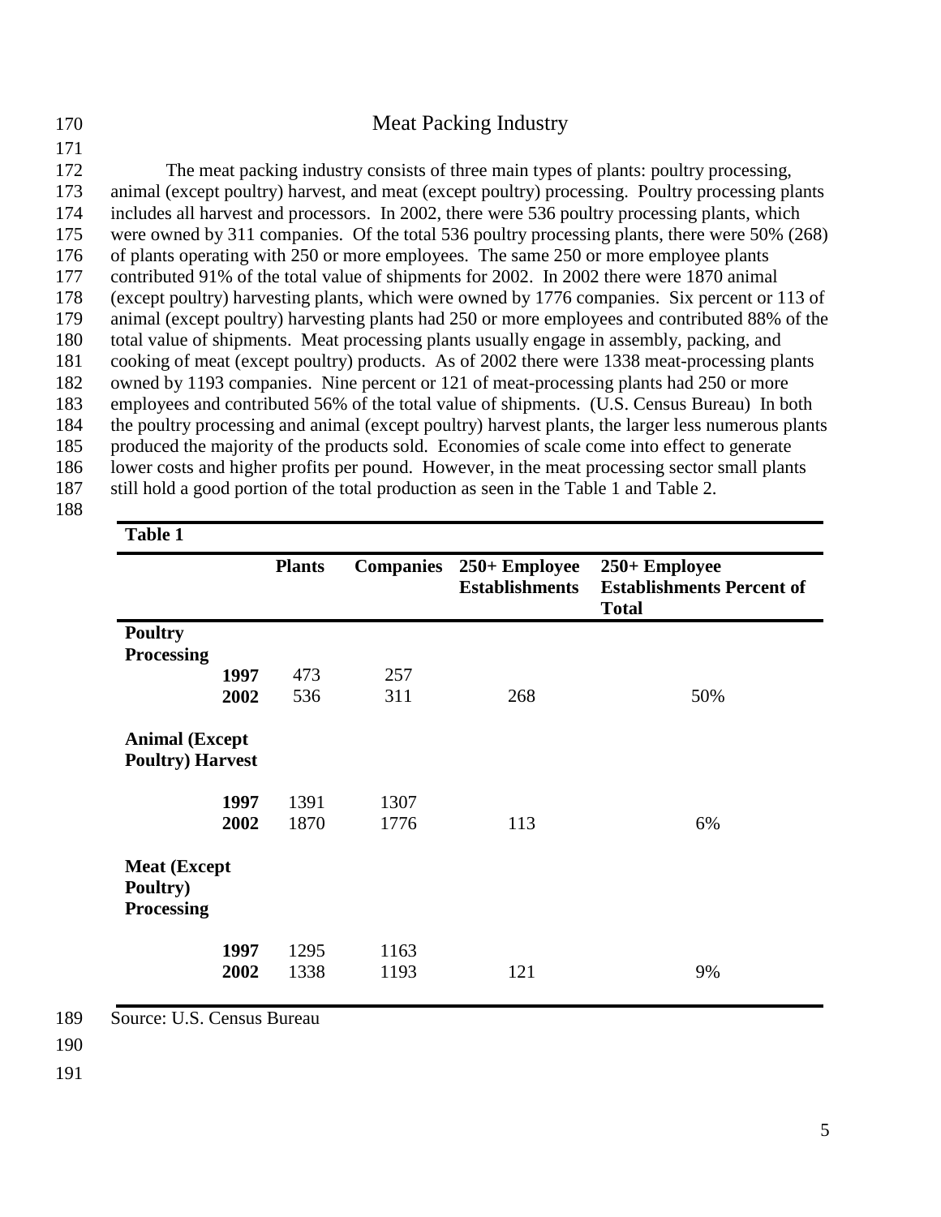## Meat Packing Industry

The meat packing industry consists of three main types of plants: poultry processing, animal (except poultry) harvest, and meat (except poultry) processing. Poultry processing plants includes all harvest and processors. In 2002, there were 536 poultry processing plants, which were owned by 311 companies. Of the total 536 poultry processing plants, there were 50% (268) of plants operating with 250 or more employees. The same 250 or more employee plants contributed 91% of the total value of shipments for 2002. In 2002 there were 1870 animal (except poultry) harvesting plants, which were owned by 1776 companies. Six percent or 113 of animal (except poultry) harvesting plants had 250 or more employees and contributed 88% of the total value of shipments. Meat processing plants usually engage in assembly, packing, and cooking of meat (except poultry) products. As of 2002 there were 1338 meat-processing plants owned by 1193 companies. Nine percent or 121 of meat-processing plants had 250 or more employees and contributed 56% of the total value of shipments. (U.S. Census Bureau) In both the poultry processing and animal (except poultry) harvest plants, the larger less numerous plants produced the majority of the products sold. Economies of scale come into effect to generate lower costs and higher profits per pound. However, in the meat processing sector small plants still hold a good portion of the total production as seen in the Table 1 and Table 2.

**Table 1**

| | Plants | Companies | 250+ Employee Establishments | 250+ Employee Establishments Percent of Total |
|---|---|---|---|---|
| **Poultry Processing** | | | | |
| **1997** | 473 | 257 | | |
| **2002** | 536 | 311 | 268 | 50% |
| **Animal (Except Poultry) Harvest** | | | | |
| **1997** | 1391 | 1307 | | |
| **2002** | 1870 | 1776 | 113 | 6% |
| **Meat (Except Poultry) Processing** | | | | |
| **1997** | 1295 | 1163 | | |
| **2002** | 1338 | 1193 | 121 | 9% |

Source: U.S. Census Bureau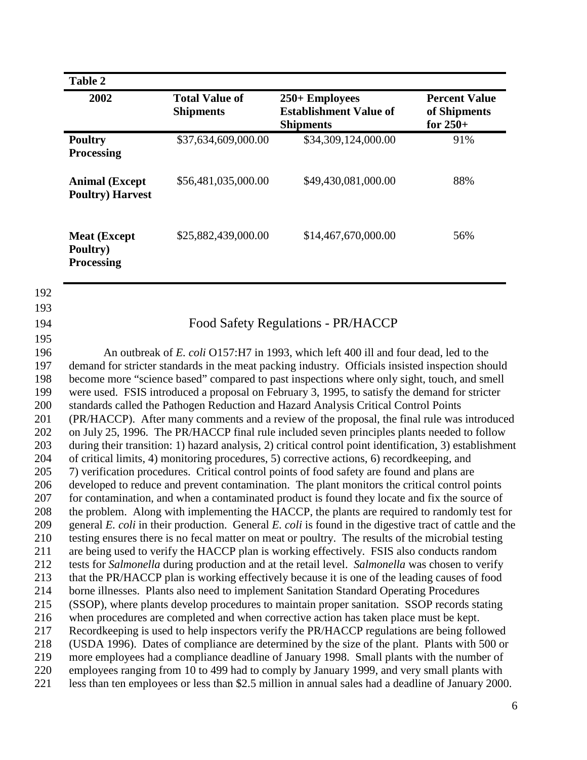**Table 2**

| 2002 | Total Value of Shipments | 250+ Employees Establishment Value of Shipments | Percent Value of Shipments for 250+ |
|---|---|---|---|
| **Poultry Processing** | $37,634,609,000.00 | $34,309,124,000.00 | 91% |
| **Animal (Except Poultry) Harvest** | $56,481,035,000.00 | $49,430,081,000.00 | 88% |
| **Meat (Except Poultry) Processing** | $25,882,439,000.00 | $14,467,670,000.00 | 56% |

## Food Safety Regulations - PR/HACCP

An outbreak of *E. coli* O157:H7 in 1993, which left 400 ill and four dead, led to the demand for stricter standards in the meat packing industry. Officials insisted inspection should become more "science based" compared to past inspections where only sight, touch, and smell were used. FSIS introduced a proposal on February 3, 1995, to satisfy the demand for stricter standards called the Pathogen Reduction and Hazard Analysis Critical Control Points (PR/HACCP). After many comments and a review of the proposal, the final rule was introduced on July 25, 1996. The PR/HACCP final rule included seven principles plants needed to follow during their transition: 1) hazard analysis, 2) critical control point identification, 3) establishment of critical limits, 4) monitoring procedures, 5) corrective actions, 6) recordkeeping, and 7) verification procedures. Critical control points of food safety are found and plans are developed to reduce and prevent contamination. The plant monitors the critical control points for contamination, and when a contaminated product is found they locate and fix the source of the problem. Along with implementing the HACCP, the plants are required to randomly test for general *E. coli* in their production. General *E. coli* is found in the digestive tract of cattle and the testing ensures there is no fecal matter on meat or poultry. The results of the microbial testing are being used to verify the HACCP plan is working effectively. FSIS also conducts random tests for *Salmonella* during production and at the retail level. *Salmonella* was chosen to verify that the PR/HACCP plan is working effectively because it is one of the leading causes of food borne illnesses. Plants also need to implement Sanitation Standard Operating Procedures (SSOP), where plants develop procedures to maintain proper sanitation. SSOP records stating when procedures are completed and when corrective action has taken place must be kept. Recordkeeping is used to help inspectors verify the PR/HACCP regulations are being followed (USDA 1996). Dates of compliance are determined by the size of the plant. Plants with 500 or more employees had a compliance deadline of January 1998. Small plants with the number of employees ranging from 10 to 499 had to comply by January 1999, and very small plants with less than ten employees or less than $2.5 million in annual sales had a deadline of January 2000.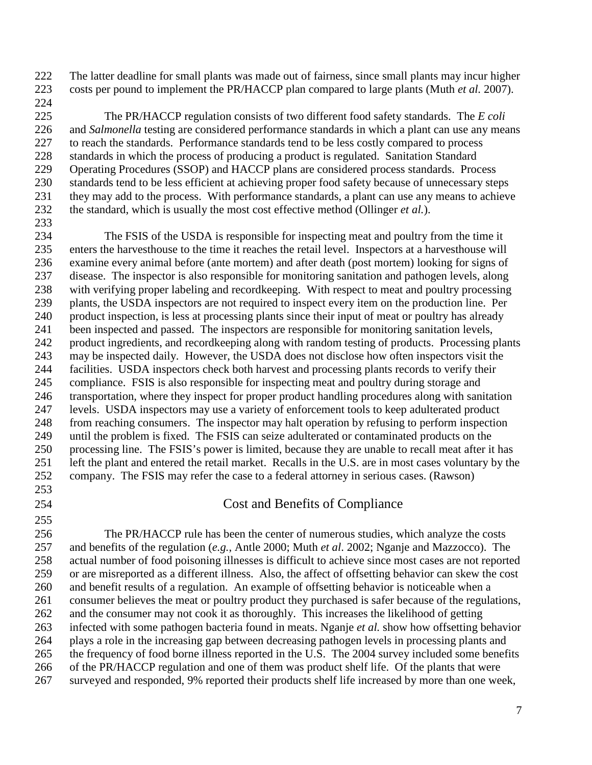The latter deadline for small plants was made out of fairness, since small plants may incur higher costs per pound to implement the PR/HACCP plan compared to large plants (Muth *et al.* 2007).

The PR/HACCP regulation consists of two different food safety standards. The *E coli* and *Salmonella* testing are considered performance standards in which a plant can use any means to reach the standards. Performance standards tend to be less costly compared to process standards in which the process of producing a product is regulated. Sanitation Standard Operating Procedures (SSOP) and HACCP plans are considered process standards. Process standards tend to be less efficient at achieving proper food safety because of unnecessary steps they may add to the process. With performance standards, a plant can use any means to achieve the standard, which is usually the most cost effective method (Ollinger *et al.*).

The FSIS of the USDA is responsible for inspecting meat and poultry from the time it enters the harvesthouse to the time it reaches the retail level. Inspectors at a harvesthouse will examine every animal before (ante mortem) and after death (post mortem) looking for signs of disease. The inspector is also responsible for monitoring sanitation and pathogen levels, along with verifying proper labeling and recordkeeping. With respect to meat and poultry processing plants, the USDA inspectors are not required to inspect every item on the production line. Per product inspection, is less at processing plants since their input of meat or poultry has already been inspected and passed. The inspectors are responsible for monitoring sanitation levels, product ingredients, and recordkeeping along with random testing of products. Processing plants may be inspected daily. However, the USDA does not disclose how often inspectors visit the facilities. USDA inspectors check both harvest and processing plants records to verify their compliance. FSIS is also responsible for inspecting meat and poultry during storage and transportation, where they inspect for proper product handling procedures along with sanitation levels. USDA inspectors may use a variety of enforcement tools to keep adulterated product from reaching consumers. The inspector may halt operation by refusing to perform inspection until the problem is fixed. The FSIS can seize adulterated or contaminated products on the processing line. The FSIS's power is limited, because they are unable to recall meat after it has left the plant and entered the retail market. Recalls in the U.S. are in most cases voluntary by the company. The FSIS may refer the case to a federal attorney in serious cases. (Rawson)

## Cost and Benefits of Compliance

The PR/HACCP rule has been the center of numerous studies, which analyze the costs and benefits of the regulation (*e.g.*, Antle 2000; Muth *et al*. 2002; Nganje and Mazzocco). The actual number of food poisoning illnesses is difficult to achieve since most cases are not reported or are misreported as a different illness. Also, the affect of offsetting behavior can skew the cost and benefit results of a regulation. An example of offsetting behavior is noticeable when a consumer believes the meat or poultry product they purchased is safer because of the regulations, and the consumer may not cook it as thoroughly. This increases the likelihood of getting infected with some pathogen bacteria found in meats. Nganje *et al.* show how offsetting behavior plays a role in the increasing gap between decreasing pathogen levels in processing plants and the frequency of food borne illness reported in the U.S. The 2004 survey included some benefits of the PR/HACCP regulation and one of them was product shelf life. Of the plants that were surveyed and responded, 9% reported their products shelf life increased by more than one week,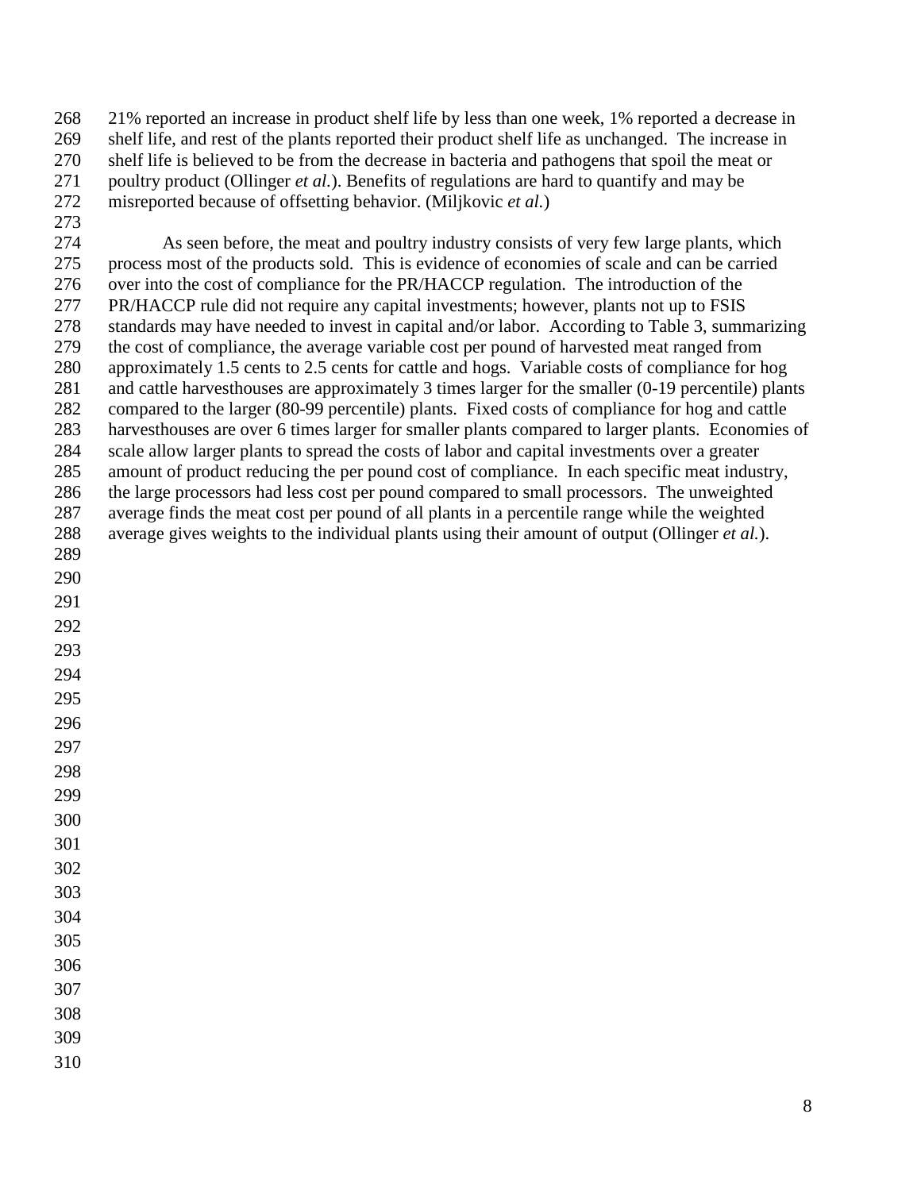21% reported an increase in product shelf life by less than one week, 1% reported a decrease in shelf life, and rest of the plants reported their product shelf life as unchanged. The increase in shelf life is believed to be from the decrease in bacteria and pathogens that spoil the meat or poultry product (Ollinger *et al.*). Benefits of regulations are hard to quantify and may be misreported because of offsetting behavior. (Miljkovic *et al.*)

As seen before, the meat and poultry industry consists of very few large plants, which process most of the products sold. This is evidence of economies of scale and can be carried over into the cost of compliance for the PR/HACCP regulation. The introduction of the PR/HACCP rule did not require any capital investments; however, plants not up to FSIS standards may have needed to invest in capital and/or labor. According to Table 3, summarizing the cost of compliance, the average variable cost per pound of harvested meat ranged from approximately 1.5 cents to 2.5 cents for cattle and hogs. Variable costs of compliance for hog and cattle harvesthouses are approximately 3 times larger for the smaller (0-19 percentile) plants compared to the larger (80-99 percentile) plants. Fixed costs of compliance for hog and cattle harvesthouses are over 6 times larger for smaller plants compared to larger plants. Economies of scale allow larger plants to spread the costs of labor and capital investments over a greater amount of product reducing the per pound cost of compliance. In each specific meat industry, the large processors had less cost per pound compared to small processors. The unweighted average finds the meat cost per pound of all plants in a percentile range while the weighted average gives weights to the individual plants using their amount of output (Ollinger *et al.*).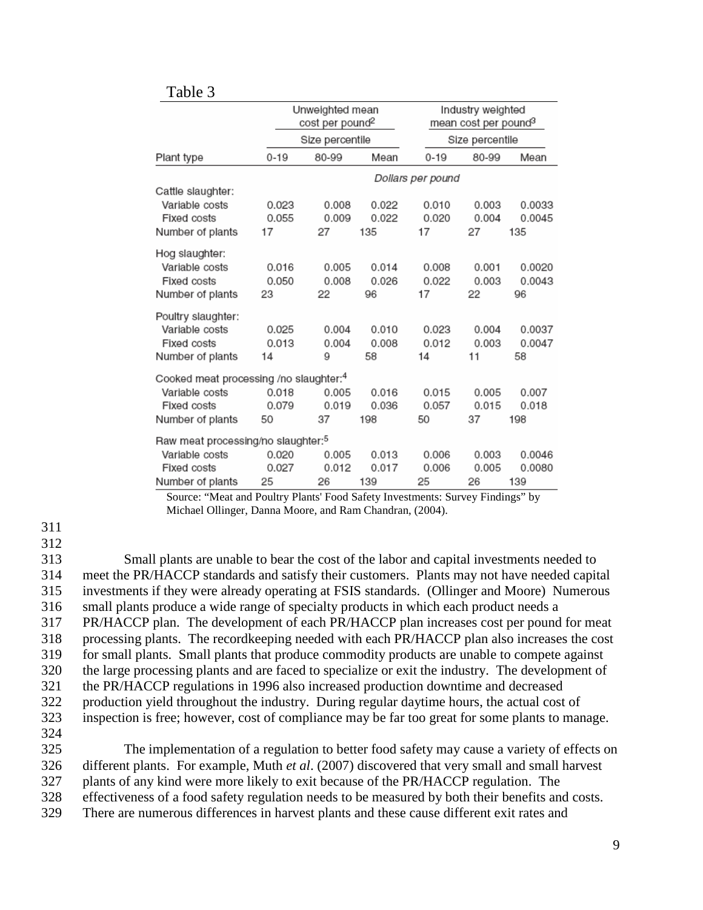Table 3

| Plant type | Unweighted mean cost per pound[2] | | | Industry weighted mean cost per pound[3] | | |
|---|---|---|---|---|---|---|
| | Size percentile | | | Size percentile | | |
| | 0-19 | 80-99 | Mean | 0-19 | 80-99 | Mean |
| | *Dollars per pound* | | | | | |
| Cattle slaughter: | | | | | | |
| Variable costs | 0.023 | 0.008 | 0.022 | 0.010 | 0.003 | 0.0033 |
| Fixed costs | 0.055 | 0.009 | 0.022 | 0.020 | 0.004 | 0.0045 |
| Number of plants | 17 | 27 | 135 | 17 | 27 | 135 |
| Hog slaughter: | | | | | | |
| Variable costs | 0.016 | 0.005 | 0.014 | 0.008 | 0.001 | 0.0020 |
| Fixed costs | 0.050 | 0.008 | 0.026 | 0.022 | 0.003 | 0.0043 |
| Number of plants | 23 | 22 | 96 | 17 | 22 | 96 |
| Poultry slaughter: | | | | | | |
| Variable costs | 0.025 | 0.004 | 0.010 | 0.023 | 0.004 | 0.0037 |
| Fixed costs | 0.013 | 0.004 | 0.008 | 0.012 | 0.003 | 0.0047 |
| Number of plants | 14 | 9 | 58 | 14 | 11 | 58 |
| Cooked meat processing /no slaughter:[4] | | | | | | |
| Variable costs | 0.018 | 0.005 | 0.016 | 0.015 | 0.005 | 0.007 |
| Fixed costs | 0.079 | 0.019 | 0.036 | 0.057 | 0.015 | 0.018 |
| Number of plants | 50 | 37 | 198 | 50 | 37 | 198 |
| Raw meat processing/no slaughter:[5] | | | | | | |
| Variable costs | 0.020 | 0.005 | 0.013 | 0.006 | 0.003 | 0.0046 |
| Fixed costs | 0.027 | 0.012 | 0.017 | 0.006 | 0.005 | 0.0080 |
| Number of plants | 25 | 26 | 139 | 25 | 26 | 139 |

Source: "Meat and Poultry Plants' Food Safety Investments: Survey Findings" by Michael Ollinger, Danna Moore, and Ram Chandran, (2004).

Small plants are unable to bear the cost of the labor and capital investments needed to meet the PR/HACCP standards and satisfy their customers. Plants may not have needed capital investments if they were already operating at FSIS standards. (Ollinger and Moore) Numerous small plants produce a wide range of specialty products in which each product needs a PR/HACCP plan. The development of each PR/HACCP plan increases cost per pound for meat processing plants. The recordkeeping needed with each PR/HACCP plan also increases the cost for small plants. Small plants that produce commodity products are unable to compete against the large processing plants and are faced to specialize or exit the industry. The development of the PR/HACCP regulations in 1996 also increased production downtime and decreased production yield throughout the industry. During regular daytime hours, the actual cost of inspection is free; however, cost of compliance may be far too great for some plants to manage.

The implementation of a regulation to better food safety may cause a variety of effects on different plants. For example, Muth *et al*. (2007) discovered that very small and small harvest plants of any kind were more likely to exit because of the PR/HACCP regulation. The effectiveness of a food safety regulation needs to be measured by both their benefits and costs. There are numerous differences in harvest plants and these cause different exit rates and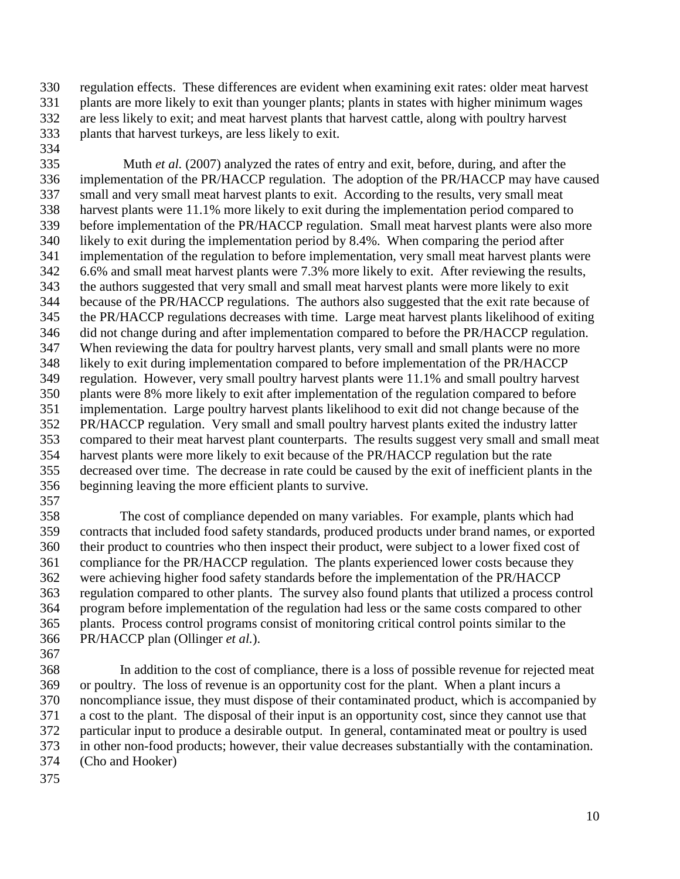regulation effects. These differences are evident when examining exit rates: older meat harvest plants are more likely to exit than younger plants; plants in states with higher minimum wages are less likely to exit; and meat harvest plants that harvest cattle, along with poultry harvest plants that harvest turkeys, are less likely to exit.

Muth *et al.* (2007) analyzed the rates of entry and exit, before, during, and after the implementation of the PR/HACCP regulation. The adoption of the PR/HACCP may have caused small and very small meat harvest plants to exit. According to the results, very small meat harvest plants were 11.1% more likely to exit during the implementation period compared to before implementation of the PR/HACCP regulation. Small meat harvest plants were also more likely to exit during the implementation period by 8.4%. When comparing the period after implementation of the regulation to before implementation, very small meat harvest plants were 6.6% and small meat harvest plants were 7.3% more likely to exit. After reviewing the results, the authors suggested that very small and small meat harvest plants were more likely to exit because of the PR/HACCP regulations. The authors also suggested that the exit rate because of the PR/HACCP regulations decreases with time. Large meat harvest plants likelihood of exiting did not change during and after implementation compared to before the PR/HACCP regulation. When reviewing the data for poultry harvest plants, very small and small plants were no more likely to exit during implementation compared to before implementation of the PR/HACCP regulation. However, very small poultry harvest plants were 11.1% and small poultry harvest plants were 8% more likely to exit after implementation of the regulation compared to before implementation. Large poultry harvest plants likelihood to exit did not change because of the PR/HACCP regulation. Very small and small poultry harvest plants exited the industry latter compared to their meat harvest plant counterparts. The results suggest very small and small meat harvest plants were more likely to exit because of the PR/HACCP regulation but the rate decreased over time. The decrease in rate could be caused by the exit of inefficient plants in the beginning leaving the more efficient plants to survive.

The cost of compliance depended on many variables. For example, plants which had contracts that included food safety standards, produced products under brand names, or exported their product to countries who then inspect their product, were subject to a lower fixed cost of compliance for the PR/HACCP regulation. The plants experienced lower costs because they were achieving higher food safety standards before the implementation of the PR/HACCP regulation compared to other plants. The survey also found plants that utilized a process control program before implementation of the regulation had less or the same costs compared to other plants. Process control programs consist of monitoring critical control points similar to the PR/HACCP plan (Ollinger *et al.*).

In addition to the cost of compliance, there is a loss of possible revenue for rejected meat or poultry. The loss of revenue is an opportunity cost for the plant. When a plant incurs a noncompliance issue, they must dispose of their contaminated product, which is accompanied by a cost to the plant. The disposal of their input is an opportunity cost, since they cannot use that particular input to produce a desirable output. In general, contaminated meat or poultry is used in other non-food products; however, their value decreases substantially with the contamination. (Cho and Hooker)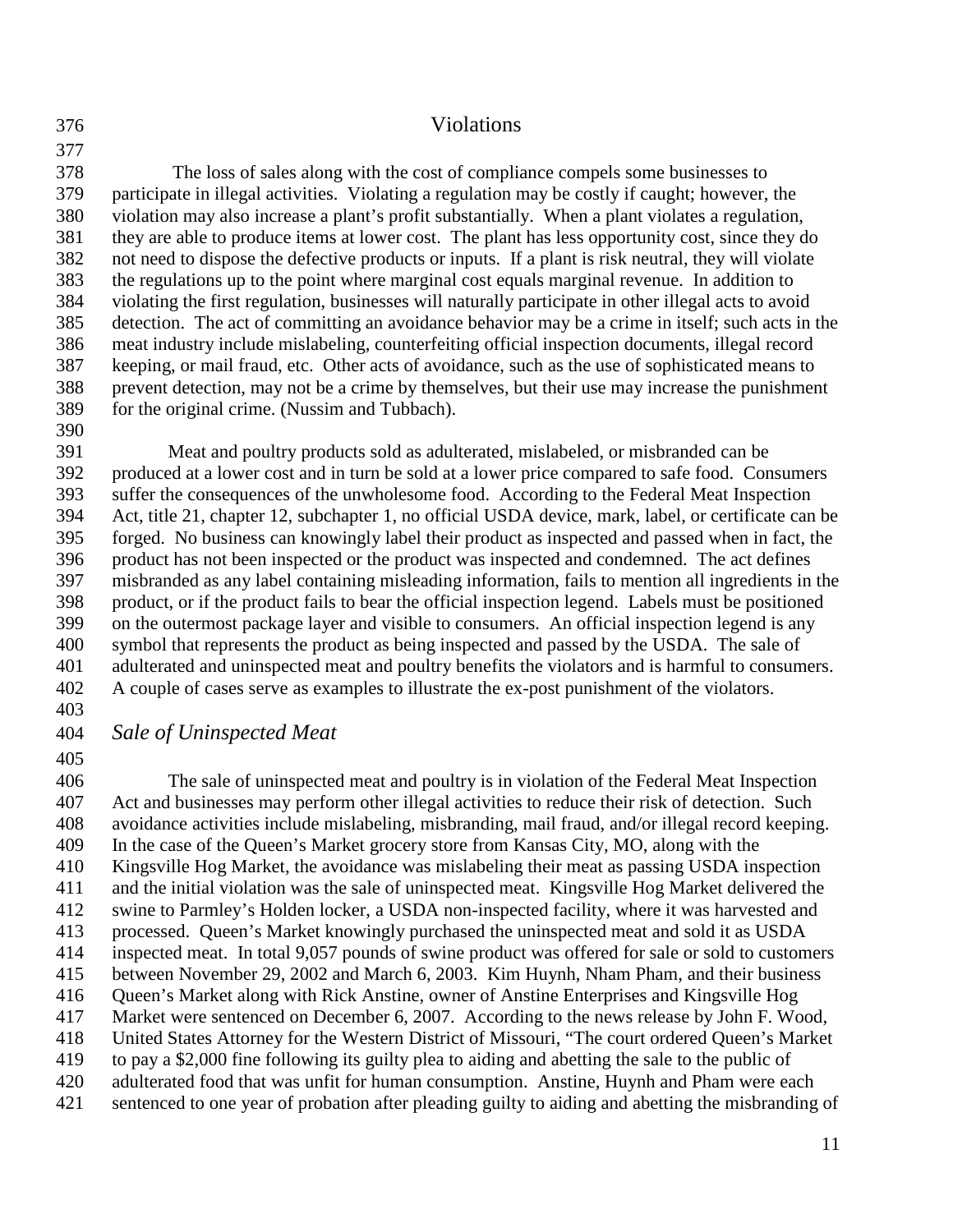## Violations

The loss of sales along with the cost of compliance compels some businesses to participate in illegal activities. Violating a regulation may be costly if caught; however, the violation may also increase a plant's profit substantially. When a plant violates a regulation, they are able to produce items at lower cost. The plant has less opportunity cost, since they do not need to dispose the defective products or inputs. If a plant is risk neutral, they will violate the regulations up to the point where marginal cost equals marginal revenue. In addition to violating the first regulation, businesses will naturally participate in other illegal acts to avoid detection. The act of committing an avoidance behavior may be a crime in itself; such acts in the meat industry include mislabeling, counterfeiting official inspection documents, illegal record keeping, or mail fraud, etc. Other acts of avoidance, such as the use of sophisticated means to prevent detection, may not be a crime by themselves, but their use may increase the punishment for the original crime. (Nussim and Tubbach).

Meat and poultry products sold as adulterated, mislabeled, or misbranded can be produced at a lower cost and in turn be sold at a lower price compared to safe food. Consumers suffer the consequences of the unwholesome food. According to the Federal Meat Inspection Act, title 21, chapter 12, subchapter 1, no official USDA device, mark, label, or certificate can be forged. No business can knowingly label their product as inspected and passed when in fact, the product has not been inspected or the product was inspected and condemned. The act defines misbranded as any label containing misleading information, fails to mention all ingredients in the product, or if the product fails to bear the official inspection legend. Labels must be positioned on the outermost package layer and visible to consumers. An official inspection legend is any symbol that represents the product as being inspected and passed by the USDA. The sale of adulterated and uninspected meat and poultry benefits the violators and is harmful to consumers. A couple of cases serve as examples to illustrate the ex-post punishment of the violators.

### *Sale of Uninspected Meat*

The sale of uninspected meat and poultry is in violation of the Federal Meat Inspection Act and businesses may perform other illegal activities to reduce their risk of detection. Such avoidance activities include mislabeling, misbranding, mail fraud, and/or illegal record keeping. In the case of the Queen's Market grocery store from Kansas City, MO, along with the Kingsville Hog Market, the avoidance was mislabeling their meat as passing USDA inspection and the initial violation was the sale of uninspected meat. Kingsville Hog Market delivered the swine to Parmley's Holden locker, a USDA non-inspected facility, where it was harvested and processed. Queen's Market knowingly purchased the uninspected meat and sold it as USDA inspected meat. In total 9,057 pounds of swine product was offered for sale or sold to customers between November 29, 2002 and March 6, 2003. Kim Huynh, Nham Pham, and their business Queen's Market along with Rick Anstine, owner of Anstine Enterprises and Kingsville Hog Market were sentenced on December 6, 2007. According to the news release by John F. Wood, United States Attorney for the Western District of Missouri, "The court ordered Queen's Market to pay a $2,000 fine following its guilty plea to aiding and abetting the sale to the public of adulterated food that was unfit for human consumption. Anstine, Huynh and Pham were each sentenced to one year of probation after pleading guilty to aiding and abetting the misbranding of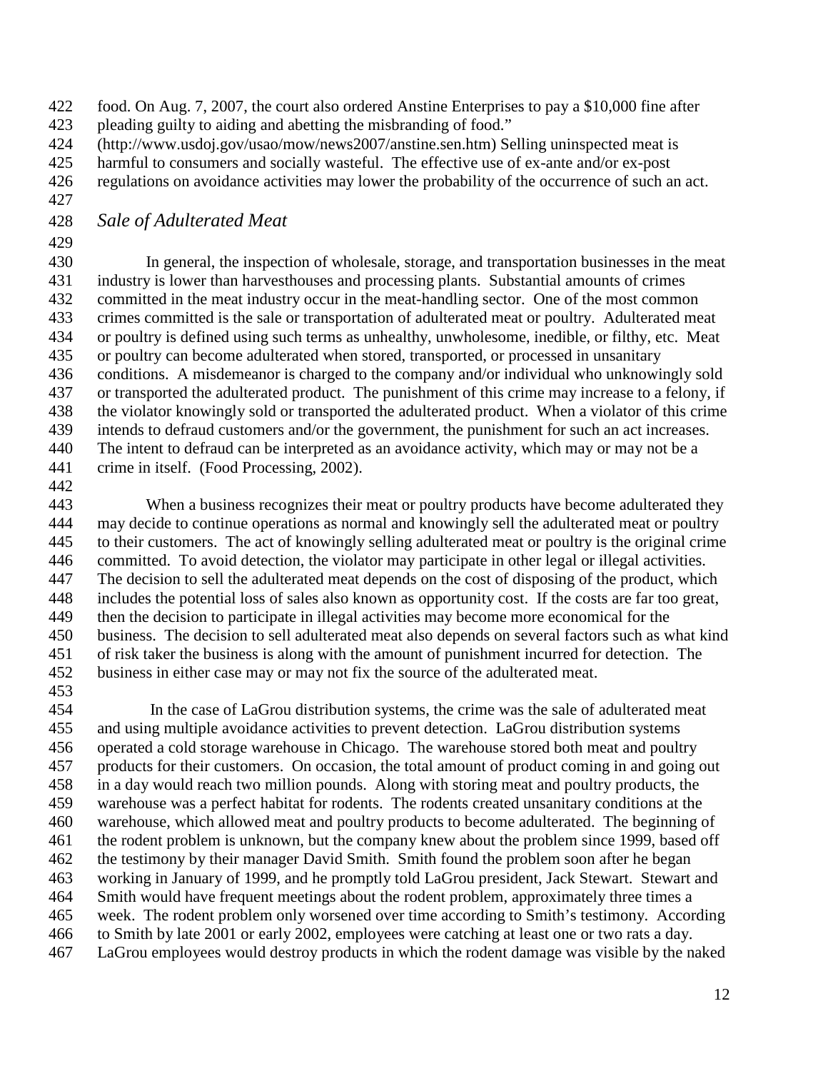food. On Aug. 7, 2007, the court also ordered Anstine Enterprises to pay a $10,000 fine after pleading guilty to aiding and abetting the misbranding of food." (http://www.usdoj.gov/usao/mow/news2007/anstine.sen.htm) Selling uninspected meat is harmful to consumers and socially wasteful. The effective use of ex-ante and/or ex-post regulations on avoidance activities may lower the probability of the occurrence of such an act.

### *Sale of Adulterated Meat*

In general, the inspection of wholesale, storage, and transportation businesses in the meat industry is lower than harvesthouses and processing plants. Substantial amounts of crimes committed in the meat industry occur in the meat-handling sector. One of the most common crimes committed is the sale or transportation of adulterated meat or poultry. Adulterated meat or poultry is defined using such terms as unhealthy, unwholesome, inedible, or filthy, etc. Meat or poultry can become adulterated when stored, transported, or processed in unsanitary conditions. A misdemeanor is charged to the company and/or individual who unknowingly sold or transported the adulterated product. The punishment of this crime may increase to a felony, if the violator knowingly sold or transported the adulterated product. When a violator of this crime intends to defraud customers and/or the government, the punishment for such an act increases. The intent to defraud can be interpreted as an avoidance activity, which may or may not be a crime in itself. (Food Processing, 2002).

When a business recognizes their meat or poultry products have become adulterated they may decide to continue operations as normal and knowingly sell the adulterated meat or poultry to their customers. The act of knowingly selling adulterated meat or poultry is the original crime committed. To avoid detection, the violator may participate in other legal or illegal activities. The decision to sell the adulterated meat depends on the cost of disposing of the product, which includes the potential loss of sales also known as opportunity cost. If the costs are far too great, then the decision to participate in illegal activities may become more economical for the business. The decision to sell adulterated meat also depends on several factors such as what kind of risk taker the business is along with the amount of punishment incurred for detection. The business in either case may or may not fix the source of the adulterated meat.

In the case of LaGrou distribution systems, the crime was the sale of adulterated meat and using multiple avoidance activities to prevent detection. LaGrou distribution systems operated a cold storage warehouse in Chicago. The warehouse stored both meat and poultry products for their customers. On occasion, the total amount of product coming in and going out in a day would reach two million pounds. Along with storing meat and poultry products, the warehouse was a perfect habitat for rodents. The rodents created unsanitary conditions at the warehouse, which allowed meat and poultry products to become adulterated. The beginning of the rodent problem is unknown, but the company knew about the problem since 1999, based off the testimony by their manager David Smith. Smith found the problem soon after he began working in January of 1999, and he promptly told LaGrou president, Jack Stewart. Stewart and Smith would have frequent meetings about the rodent problem, approximately three times a week. The rodent problem only worsened over time according to Smith's testimony. According to Smith by late 2001 or early 2002, employees were catching at least one or two rats a day. LaGrou employees would destroy products in which the rodent damage was visible by the naked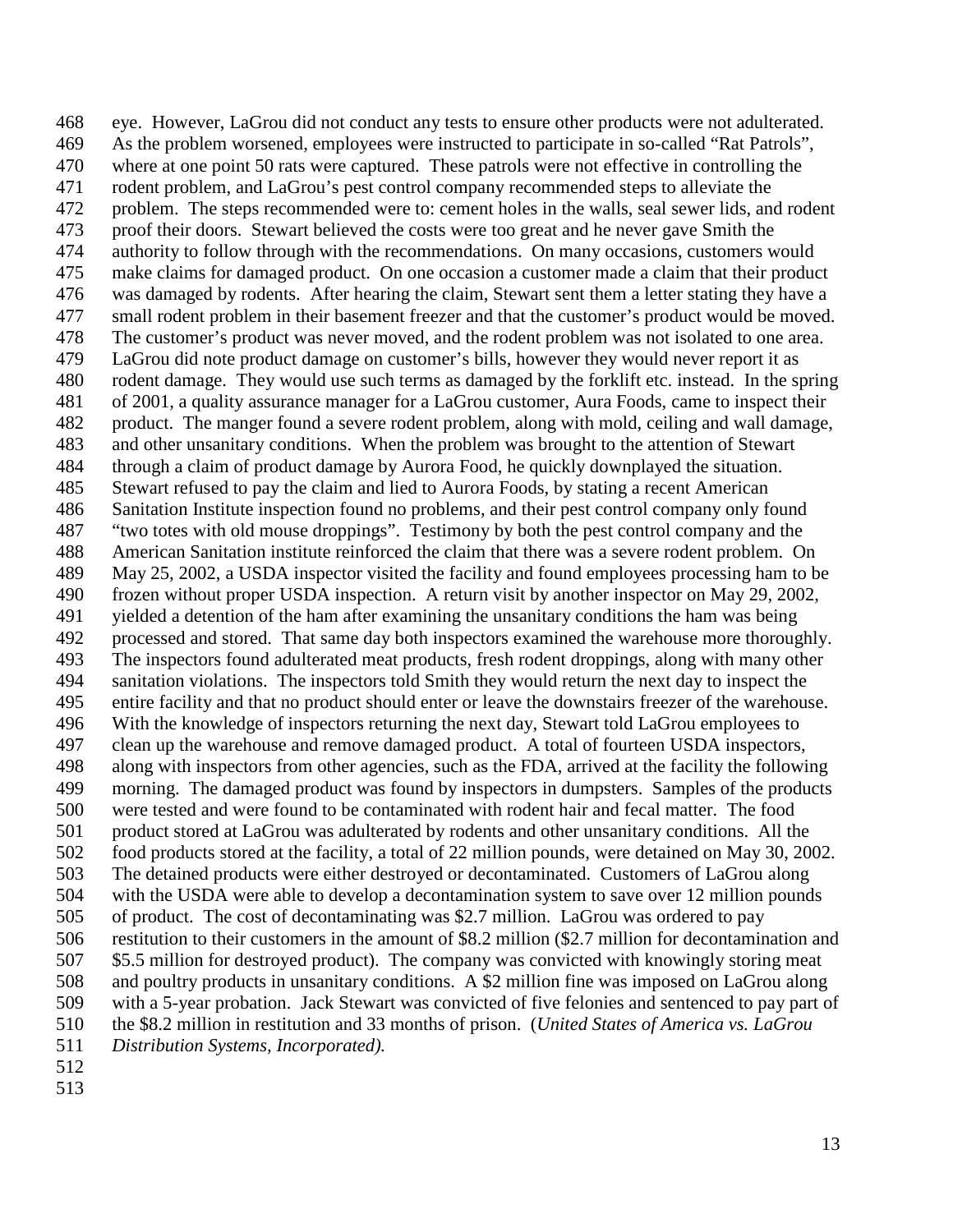eye. However, LaGrou did not conduct any tests to ensure other products were not adulterated. As the problem worsened, employees were instructed to participate in so-called "Rat Patrols", where at one point 50 rats were captured. These patrols were not effective in controlling the rodent problem, and LaGrou's pest control company recommended steps to alleviate the problem. The steps recommended were to: cement holes in the walls, seal sewer lids, and rodent proof their doors. Stewart believed the costs were too great and he never gave Smith the authority to follow through with the recommendations. On many occasions, customers would make claims for damaged product. On one occasion a customer made a claim that their product was damaged by rodents. After hearing the claim, Stewart sent them a letter stating they have a small rodent problem in their basement freezer and that the customer's product would be moved. The customer's product was never moved, and the rodent problem was not isolated to one area. LaGrou did note product damage on customer's bills, however they would never report it as rodent damage. They would use such terms as damaged by the forklift etc. instead. In the spring of 2001, a quality assurance manager for a LaGrou customer, Aura Foods, came to inspect their product. The manger found a severe rodent problem, along with mold, ceiling and wall damage, and other unsanitary conditions. When the problem was brought to the attention of Stewart through a claim of product damage by Aurora Food, he quickly downplayed the situation. Stewart refused to pay the claim and lied to Aurora Foods, by stating a recent American Sanitation Institute inspection found no problems, and their pest control company only found "two totes with old mouse droppings". Testimony by both the pest control company and the American Sanitation institute reinforced the claim that there was a severe rodent problem. On May 25, 2002, a USDA inspector visited the facility and found employees processing ham to be frozen without proper USDA inspection. A return visit by another inspector on May 29, 2002, yielded a detention of the ham after examining the unsanitary conditions the ham was being processed and stored. That same day both inspectors examined the warehouse more thoroughly. The inspectors found adulterated meat products, fresh rodent droppings, along with many other sanitation violations. The inspectors told Smith they would return the next day to inspect the entire facility and that no product should enter or leave the downstairs freezer of the warehouse. With the knowledge of inspectors returning the next day, Stewart told LaGrou employees to clean up the warehouse and remove damaged product. A total of fourteen USDA inspectors, along with inspectors from other agencies, such as the FDA, arrived at the facility the following morning. The damaged product was found by inspectors in dumpsters. Samples of the products were tested and were found to be contaminated with rodent hair and fecal matter. The food product stored at LaGrou was adulterated by rodents and other unsanitary conditions. All the food products stored at the facility, a total of 22 million pounds, were detained on May 30, 2002. The detained products were either destroyed or decontaminated. Customers of LaGrou along with the USDA were able to develop a decontamination system to save over 12 million pounds of product. The cost of decontaminating was $2.7 million. LaGrou was ordered to pay restitution to their customers in the amount of $8.2 million ($2.7 million for decontamination and $5.5 million for destroyed product). The company was convicted with knowingly storing meat and poultry products in unsanitary conditions. A $2 million fine was imposed on LaGrou along with a 5-year probation. Jack Stewart was convicted of five felonies and sentenced to pay part of the $8.2 million in restitution and 33 months of prison. (*United States of America vs. LaGrou Distribution Systems, Incorporated).*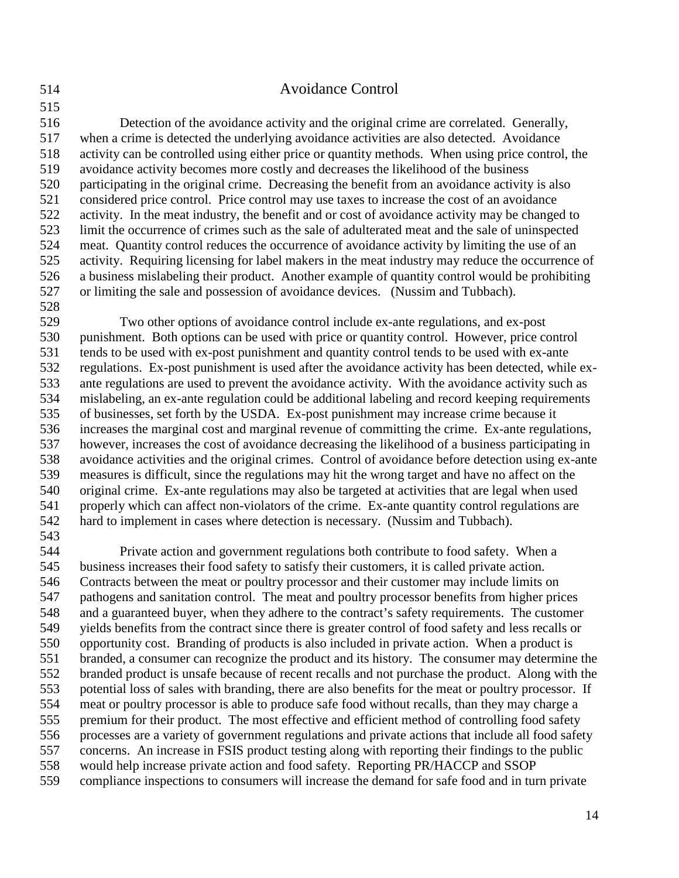## Avoidance Control

Detection of the avoidance activity and the original crime are correlated. Generally, when a crime is detected the underlying avoidance activities are also detected. Avoidance activity can be controlled using either price or quantity methods. When using price control, the avoidance activity becomes more costly and decreases the likelihood of the business participating in the original crime. Decreasing the benefit from an avoidance activity is also considered price control. Price control may use taxes to increase the cost of an avoidance activity. In the meat industry, the benefit and or cost of avoidance activity may be changed to limit the occurrence of crimes such as the sale of adulterated meat and the sale of uninspected meat. Quantity control reduces the occurrence of avoidance activity by limiting the use of an activity. Requiring licensing for label makers in the meat industry may reduce the occurrence of a business mislabeling their product. Another example of quantity control would be prohibiting or limiting the sale and possession of avoidance devices. (Nussim and Tubbach).

Two other options of avoidance control include ex-ante regulations, and ex-post punishment. Both options can be used with price or quantity control. However, price control tends to be used with ex-post punishment and quantity control tends to be used with ex-ante regulations. Ex-post punishment is used after the avoidance activity has been detected, while ex-ante regulations are used to prevent the avoidance activity. With the avoidance activity such as mislabeling, an ex-ante regulation could be additional labeling and record keeping requirements of businesses, set forth by the USDA. Ex-post punishment may increase crime because it increases the marginal cost and marginal revenue of committing the crime. Ex-ante regulations, however, increases the cost of avoidance decreasing the likelihood of a business participating in avoidance activities and the original crimes. Control of avoidance before detection using ex-ante measures is difficult, since the regulations may hit the wrong target and have no affect on the original crime. Ex-ante regulations may also be targeted at activities that are legal when used properly which can affect non-violators of the crime. Ex-ante quantity control regulations are hard to implement in cases where detection is necessary. (Nussim and Tubbach).

Private action and government regulations both contribute to food safety. When a business increases their food safety to satisfy their customers, it is called private action. Contracts between the meat or poultry processor and their customer may include limits on pathogens and sanitation control. The meat and poultry processor benefits from higher prices and a guaranteed buyer, when they adhere to the contract's safety requirements. The customer yields benefits from the contract since there is greater control of food safety and less recalls or opportunity cost. Branding of products is also included in private action. When a product is branded, a consumer can recognize the product and its history. The consumer may determine the branded product is unsafe because of recent recalls and not purchase the product. Along with the potential loss of sales with branding, there are also benefits for the meat or poultry processor. If meat or poultry processor is able to produce safe food without recalls, than they may charge a premium for their product. The most effective and efficient method of controlling food safety processes are a variety of government regulations and private actions that include all food safety concerns. An increase in FSIS product testing along with reporting their findings to the public would help increase private action and food safety. Reporting PR/HACCP and SSOP compliance inspections to consumers will increase the demand for safe food and in turn private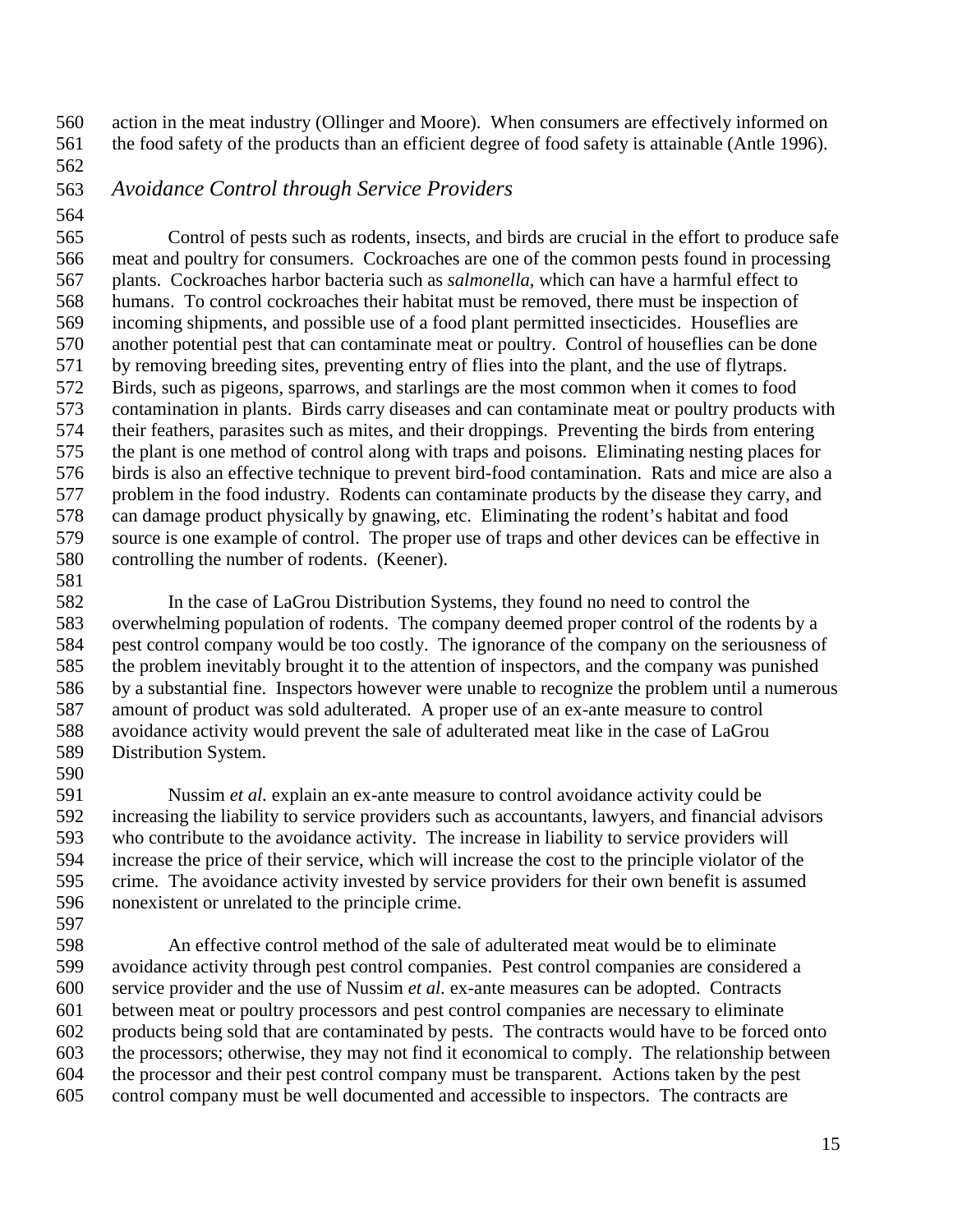action in the meat industry (Ollinger and Moore). When consumers are effectively informed on the food safety of the products than an efficient degree of food safety is attainable (Antle 1996).

### *Avoidance Control through Service Providers*

Control of pests such as rodents, insects, and birds are crucial in the effort to produce safe meat and poultry for consumers. Cockroaches are one of the common pests found in processing plants. Cockroaches harbor bacteria such as *salmonella*, which can have a harmful effect to humans. To control cockroaches their habitat must be removed, there must be inspection of incoming shipments, and possible use of a food plant permitted insecticides. Houseflies are another potential pest that can contaminate meat or poultry. Control of houseflies can be done by removing breeding sites, preventing entry of flies into the plant, and the use of flytraps. Birds, such as pigeons, sparrows, and starlings are the most common when it comes to food contamination in plants. Birds carry diseases and can contaminate meat or poultry products with their feathers, parasites such as mites, and their droppings. Preventing the birds from entering the plant is one method of control along with traps and poisons. Eliminating nesting places for birds is also an effective technique to prevent bird-food contamination. Rats and mice are also a problem in the food industry. Rodents can contaminate products by the disease they carry, and can damage product physically by gnawing, etc. Eliminating the rodent's habitat and food source is one example of control. The proper use of traps and other devices can be effective in controlling the number of rodents. (Keener).

In the case of LaGrou Distribution Systems, they found no need to control the overwhelming population of rodents. The company deemed proper control of the rodents by a pest control company would be too costly. The ignorance of the company on the seriousness of the problem inevitably brought it to the attention of inspectors, and the company was punished by a substantial fine. Inspectors however were unable to recognize the problem until a numerous amount of product was sold adulterated. A proper use of an ex-ante measure to control avoidance activity would prevent the sale of adulterated meat like in the case of LaGrou Distribution System.

Nussim *et al.* explain an ex-ante measure to control avoidance activity could be increasing the liability to service providers such as accountants, lawyers, and financial advisors who contribute to the avoidance activity. The increase in liability to service providers will increase the price of their service, which will increase the cost to the principle violator of the crime. The avoidance activity invested by service providers for their own benefit is assumed nonexistent or unrelated to the principle crime.

An effective control method of the sale of adulterated meat would be to eliminate avoidance activity through pest control companies. Pest control companies are considered a service provider and the use of Nussim *et al.* ex-ante measures can be adopted. Contracts between meat or poultry processors and pest control companies are necessary to eliminate products being sold that are contaminated by pests. The contracts would have to be forced onto the processors; otherwise, they may not find it economical to comply. The relationship between the processor and their pest control company must be transparent. Actions taken by the pest control company must be well documented and accessible to inspectors. The contracts are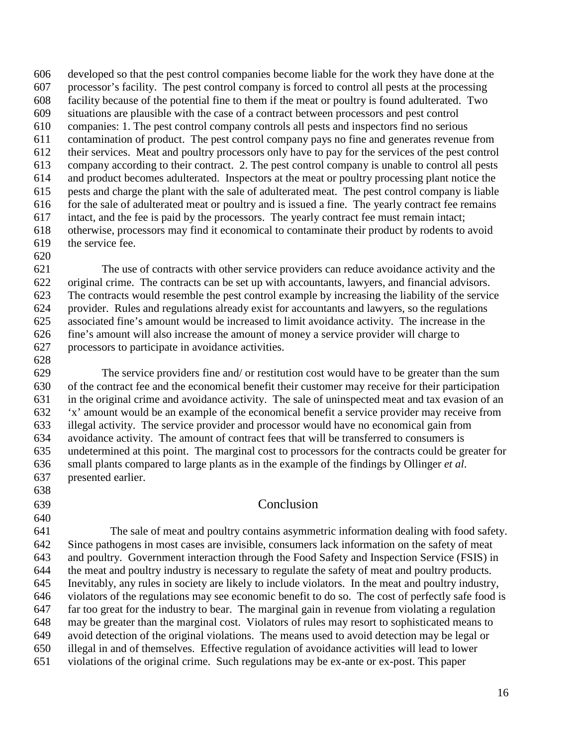developed so that the pest control companies become liable for the work they have done at the processor's facility. The pest control company is forced to control all pests at the processing facility because of the potential fine to them if the meat or poultry is found adulterated. Two situations are plausible with the case of a contract between processors and pest control companies: 1. The pest control company controls all pests and inspectors find no serious contamination of product. The pest control company pays no fine and generates revenue from their services. Meat and poultry processors only have to pay for the services of the pest control company according to their contract. 2. The pest control company is unable to control all pests and product becomes adulterated. Inspectors at the meat or poultry processing plant notice the pests and charge the plant with the sale of adulterated meat. The pest control company is liable for the sale of adulterated meat or poultry and is issued a fine. The yearly contract fee remains intact, and the fee is paid by the processors. The yearly contract fee must remain intact; otherwise, processors may find it economical to contaminate their product by rodents to avoid the service fee.

The use of contracts with other service providers can reduce avoidance activity and the original crime. The contracts can be set up with accountants, lawyers, and financial advisors. The contracts would resemble the pest control example by increasing the liability of the service provider. Rules and regulations already exist for accountants and lawyers, so the regulations associated fine's amount would be increased to limit avoidance activity. The increase in the fine's amount will also increase the amount of money a service provider will charge to processors to participate in avoidance activities.

The service providers fine and/ or restitution cost would have to be greater than the sum of the contract fee and the economical benefit their customer may receive for their participation in the original crime and avoidance activity. The sale of uninspected meat and tax evasion of an 'x' amount would be an example of the economical benefit a service provider may receive from illegal activity. The service provider and processor would have no economical gain from avoidance activity. The amount of contract fees that will be transferred to consumers is undetermined at this point. The marginal cost to processors for the contracts could be greater for small plants compared to large plants as in the example of the findings by Ollinger *et al*. presented earlier.

## Conclusion

The sale of meat and poultry contains asymmetric information dealing with food safety. Since pathogens in most cases are invisible, consumers lack information on the safety of meat and poultry. Government interaction through the Food Safety and Inspection Service (FSIS) in the meat and poultry industry is necessary to regulate the safety of meat and poultry products. Inevitably, any rules in society are likely to include violators. In the meat and poultry industry, violators of the regulations may see economic benefit to do so. The cost of perfectly safe food is far too great for the industry to bear. The marginal gain in revenue from violating a regulation may be greater than the marginal cost. Violators of rules may resort to sophisticated means to avoid detection of the original violations. The means used to avoid detection may be legal or illegal in and of themselves. Effective regulation of avoidance activities will lead to lower violations of the original crime. Such regulations may be ex-ante or ex-post. This paper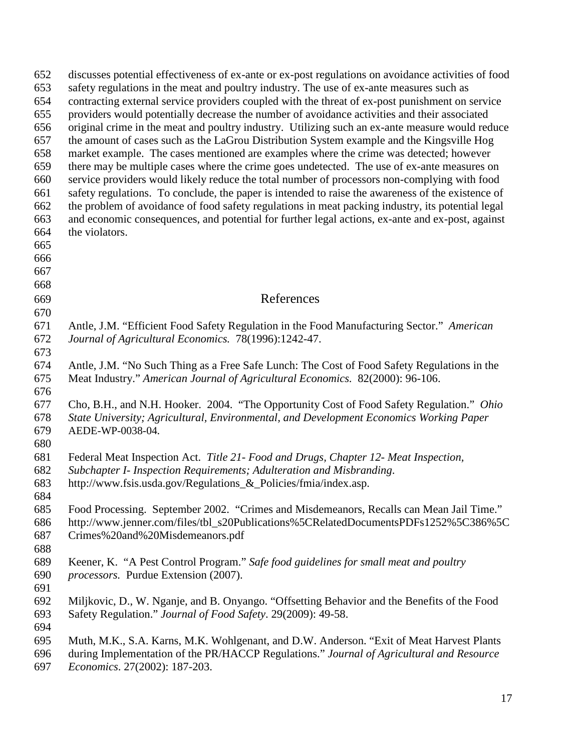discusses potential effectiveness of ex-ante or ex-post regulations on avoidance activities of food safety regulations in the meat and poultry industry. The use of ex-ante measures such as contracting external service providers coupled with the threat of ex-post punishment on service providers would potentially decrease the number of avoidance activities and their associated original crime in the meat and poultry industry. Utilizing such an ex-ante measure would reduce the amount of cases such as the LaGrou Distribution System example and the Kingsville Hog market example. The cases mentioned are examples where the crime was detected; however there may be multiple cases where the crime goes undetected. The use of ex-ante measures on service providers would likely reduce the total number of processors non-complying with food safety regulations. To conclude, the paper is intended to raise the awareness of the existence of the problem of avoidance of food safety regulations in meat packing industry, its potential legal and economic consequences, and potential for further legal actions, ex-ante and ex-post, against the violators.

# References

Antle, J.M. "Efficient Food Safety Regulation in the Food Manufacturing Sector." *American Journal of Agricultural Economics.* 78(1996):1242-47.

Antle, J.M. "No Such Thing as a Free Safe Lunch: The Cost of Food Safety Regulations in the Meat Industry." *American Journal of Agricultural Economics.* 82(2000): 96-106.

Cho, B.H., and N.H. Hooker. 2004. "The Opportunity Cost of Food Safety Regulation." *Ohio State University; Agricultural, Environmental, and Development Economics Working Paper* AEDE-WP-0038-04.

Federal Meat Inspection Act. *Title 21- Food and Drugs, Chapter 12- Meat Inspection, Subchapter I- Inspection Requirements; Adulteration and Misbranding.* http://www.fsis.usda.gov/Regulations_&_Policies/fmia/index.asp.

Food Processing. September 2002. "Crimes and Misdemeanors, Recalls can Mean Jail Time." http://www.jenner.com/files/tbl_s20Publications%5CRelatedDocumentsPDFs1252%5C386%5CCrimes%20and%20Misdemeanors.pdf

Keener, K. "A Pest Control Program." *Safe food guidelines for small meat and poultry processors.* Purdue Extension (2007).

Miljkovic, D., W. Nganje, and B. Onyango. "Offsetting Behavior and the Benefits of the Food Safety Regulation." *Journal of Food Safety*. 29(2009): 49-58.

Muth, M.K., S.A. Karns, M.K. Wohlgenant, and D.W. Anderson. "Exit of Meat Harvest Plants during Implementation of the PR/HACCP Regulations." *Journal of Agricultural and Resource Economics*. 27(2002): 187-203.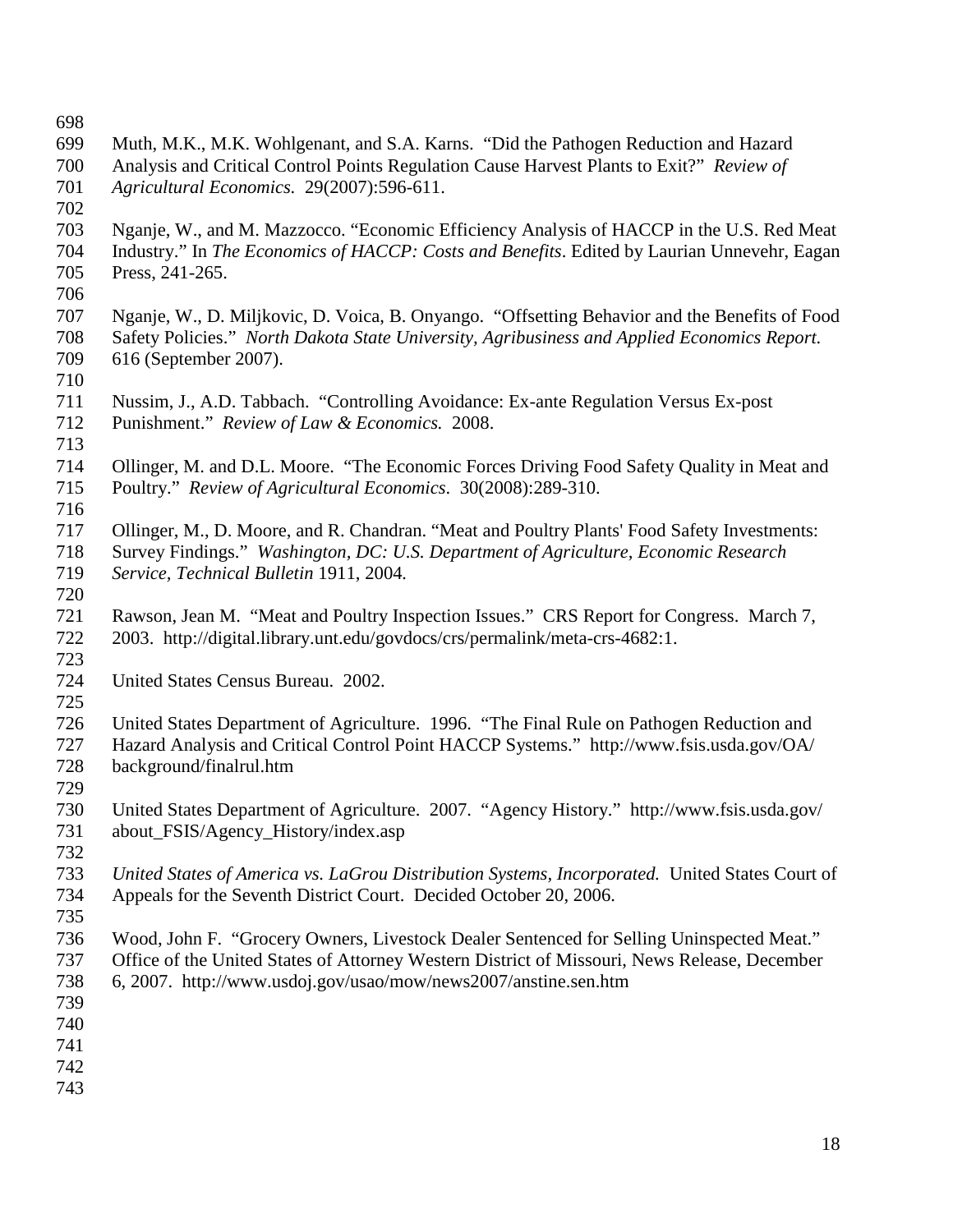Muth, M.K., M.K. Wohlgenant, and S.A. Karns. "Did the Pathogen Reduction and Hazard Analysis and Critical Control Points Regulation Cause Harvest Plants to Exit?" *Review of Agricultural Economics.* 29(2007):596-611.

Nganje, W., and M. Mazzocco. "Economic Efficiency Analysis of HACCP in the U.S. Red Meat Industry." In *The Economics of HACCP: Costs and Benefits*. Edited by Laurian Unnevehr, Eagan Press, 241-265.

Nganje, W., D. Miljkovic, D. Voica, B. Onyango. "Offsetting Behavior and the Benefits of Food Safety Policies." *North Dakota State University, Agribusiness and Applied Economics Report.* 616 (September 2007).

Nussim, J., A.D. Tabbach. "Controlling Avoidance: Ex-ante Regulation Versus Ex-post Punishment." *Review of Law & Economics.* 2008.

Ollinger, M. and D.L. Moore. "The Economic Forces Driving Food Safety Quality in Meat and Poultry." *Review of Agricultural Economics*. 30(2008):289-310.

Ollinger, M., D. Moore, and R. Chandran. "Meat and Poultry Plants' Food Safety Investments: Survey Findings." *Washington, DC: U.S. Department of Agriculture, Economic Research Service, Technical Bulletin* 1911, 2004*.*

Rawson, Jean M. "Meat and Poultry Inspection Issues." CRS Report for Congress. March 7, 2003. http://digital.library.unt.edu/govdocs/crs/permalink/meta-crs-4682:1.

United States Census Bureau. 2002.

United States Department of Agriculture. 1996. "The Final Rule on Pathogen Reduction and Hazard Analysis and Critical Control Point HACCP Systems." http://www.fsis.usda.gov/OA/background/finalrul.htm

United States Department of Agriculture. 2007. "Agency History." http://www.fsis.usda.gov/about_FSIS/Agency_History/index.asp

*United States of America vs. LaGrou Distribution Systems, Incorporated.* United States Court of Appeals for the Seventh District Court. Decided October 20, 2006.

Wood, John F. "Grocery Owners, Livestock Dealer Sentenced for Selling Uninspected Meat." Office of the United States of Attorney Western District of Missouri, News Release, December 6, 2007. http://www.usdoj.gov/usao/mow/news2007/anstine.sen.htm